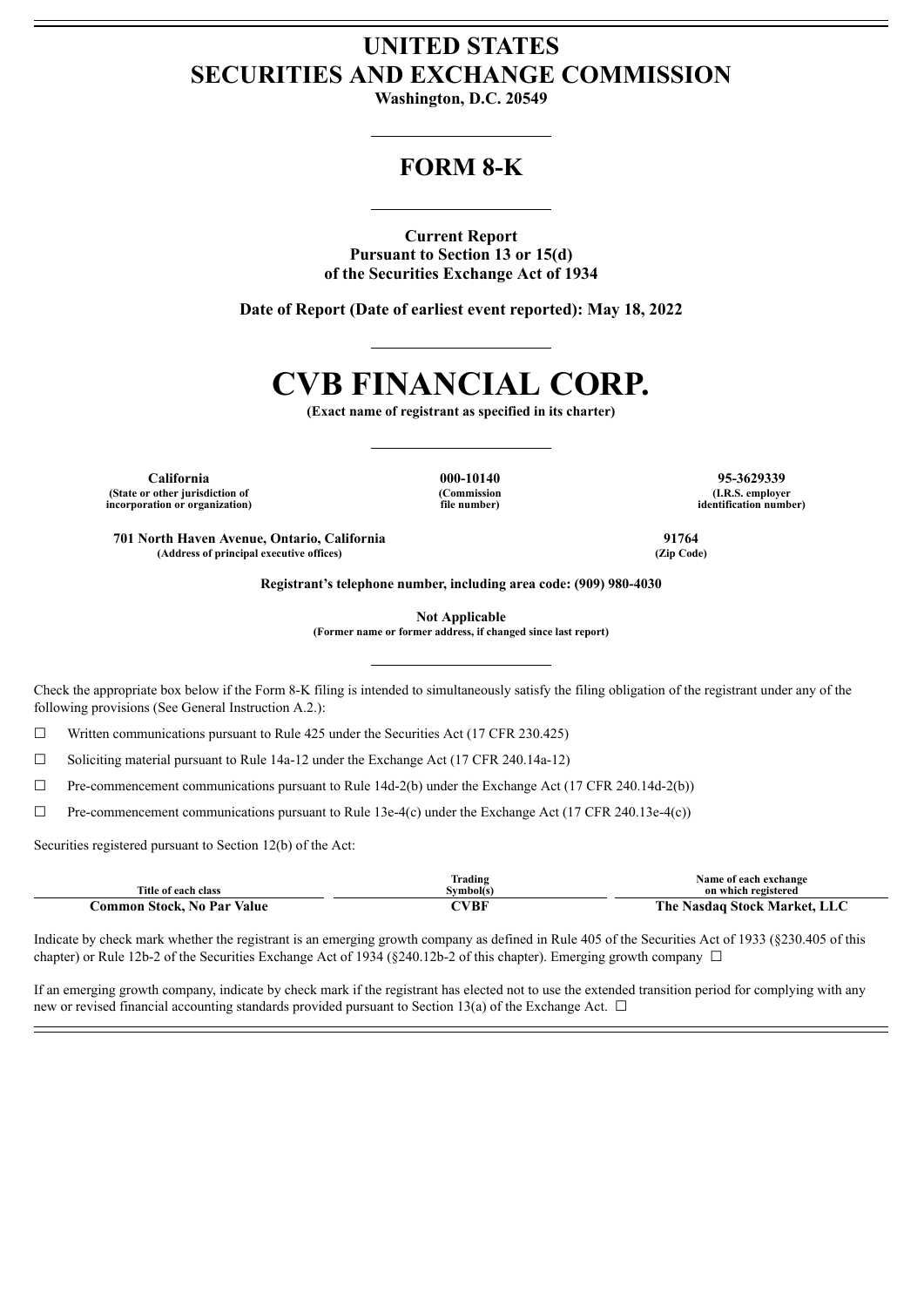# UNITED STATES
# SECURITIES AND EXCHANGE COMMISSION

**Washington, D.C. 20549**

---

## FORM 8-K

---

**Current Report**
**Pursuant to Section 13 or 15(d)**
**of the Securities Exchange Act of 1934**

**Date of Report (Date of earliest event reported): May 18, 2022**

---

# CVB FINANCIAL CORP.

**(Exact name of registrant as specified in its charter)**

---

| California | 000-10140 | 95-3629339 |
|---|---|---|
| (State or other jurisdiction of incorporation or organization) | (Commission file number) | (I.R.S. employer identification number) |

| 701 North Haven Avenue, Ontario, California | 91764 |
|---|---|
| (Address of principal executive offices) | (Zip Code) |

**Registrant's telephone number, including area code: (909) 980-4030**

**Not Applicable**
**(Former name or former address, if changed since last report)**

---

Check the appropriate box below if the Form 8-K filing is intended to simultaneously satisfy the filing obligation of the registrant under any of the following provisions (See General Instruction A.2.):

☐ Written communications pursuant to Rule 425 under the Securities Act (17 CFR 230.425)

☐ Soliciting material pursuant to Rule 14a-12 under the Exchange Act (17 CFR 240.14a-12)

☐ Pre-commencement communications pursuant to Rule 14d-2(b) under the Exchange Act (17 CFR 240.14d-2(b))

☐ Pre-commencement communications pursuant to Rule 13e-4(c) under the Exchange Act (17 CFR 240.13e-4(c))

Securities registered pursuant to Section 12(b) of the Act:

| Title of each class | Trading Symbol(s) | Name of each exchange on which registered |
|---|---|---|
| Common Stock, No Par Value | CVBF | The Nasdaq Stock Market, LLC |

Indicate by check mark whether the registrant is an emerging growth company as defined in Rule 405 of the Securities Act of 1933 (§230.405 of this chapter) or Rule 12b-2 of the Securities Exchange Act of 1934 (§240.12b-2 of this chapter). Emerging growth company ☐

If an emerging growth company, indicate by check mark if the registrant has elected not to use the extended transition period for complying with any new or revised financial accounting standards provided pursuant to Section 13(a) of the Exchange Act. ☐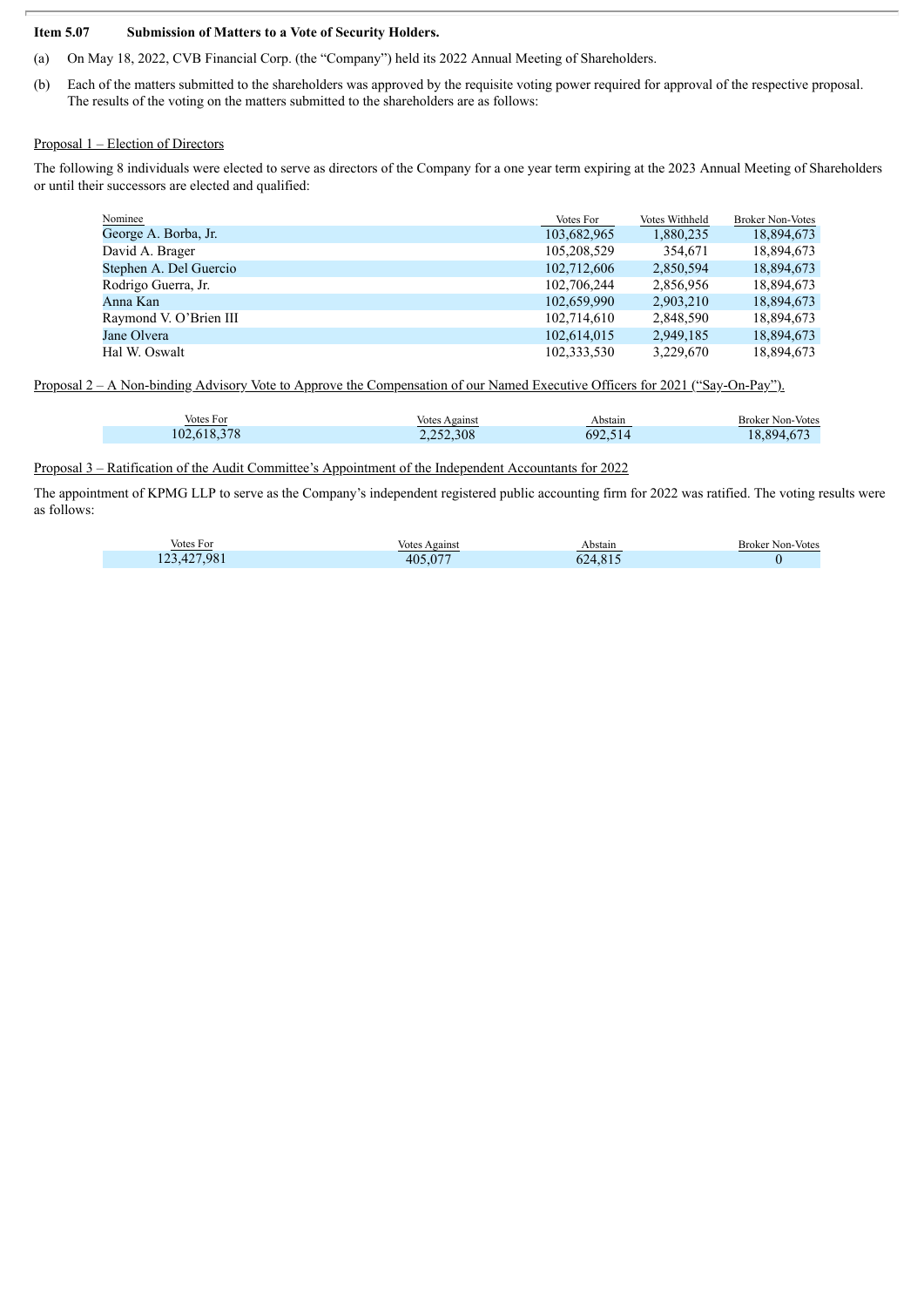**Item 5.07 Submission of Matters to a Vote of Security Holders.**

(a) On May 18, 2022, CVB Financial Corp. (the "Company") held its 2022 Annual Meeting of Shareholders.

(b) Each of the matters submitted to the shareholders was approved by the requisite voting power required for approval of the respective proposal. The results of the voting on the matters submitted to the shareholders are as follows:

Proposal 1 – Election of Directors

The following 8 individuals were elected to serve as directors of the Company for a one year term expiring at the 2023 Annual Meeting of Shareholders or until their successors are elected and qualified:

| Nominee | Votes For | Votes Withheld | Broker Non-Votes |
|---|---|---|---|
| George A. Borba, Jr. | 103,682,965 | 1,880,235 | 18,894,673 |
| David A. Brager | 105,208,529 | 354,671 | 18,894,673 |
| Stephen A. Del Guercio | 102,712,606 | 2,850,594 | 18,894,673 |
| Rodrigo Guerra, Jr. | 102,706,244 | 2,856,956 | 18,894,673 |
| Anna Kan | 102,659,990 | 2,903,210 | 18,894,673 |
| Raymond V. O'Brien III | 102,714,610 | 2,848,590 | 18,894,673 |
| Jane Olvera | 102,614,015 | 2,949,185 | 18,894,673 |
| Hal W. Oswalt | 102,333,530 | 3,229,670 | 18,894,673 |

Proposal 2 – A Non-binding Advisory Vote to Approve the Compensation of our Named Executive Officers for 2021 ("Say-On-Pay").

| Votes For | Votes Against | Abstain | Broker Non-Votes |
|---|---|---|---|
| 102,618,378 | 2,252,308 | 692,514 | 18,894,673 |

Proposal 3 – Ratification of the Audit Committee's Appointment of the Independent Accountants for 2022

The appointment of KPMG LLP to serve as the Company's independent registered public accounting firm for 2022 was ratified. The voting results were as follows:

| Votes For | Votes Against | Abstain | Broker Non-Votes |
|---|---|---|---|
| 123,427,981 | 405,077 | 624,815 | 0 |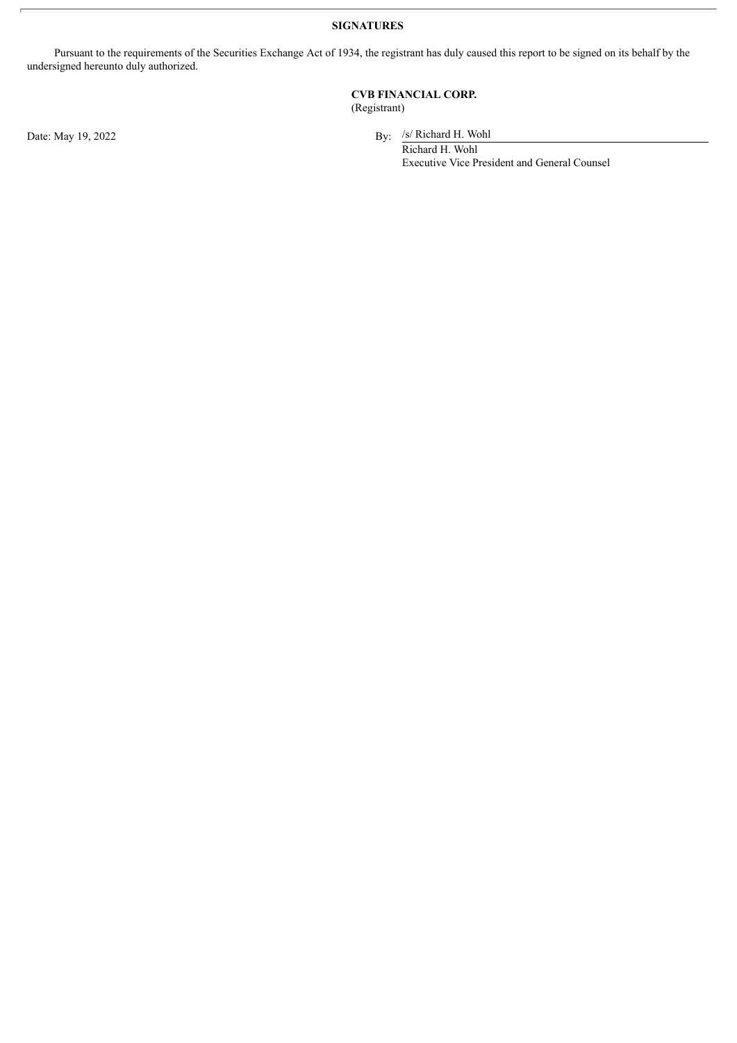**SIGNATURES**

Pursuant to the requirements of the Securities Exchange Act of 1934, the registrant has duly caused this report to be signed on its behalf by the undersigned hereunto duly authorized.

**CVB FINANCIAL CORP.**
(Registrant)

Date: May 19, 2022

By: /s/ Richard H. Wohl
Richard H. Wohl
Executive Vice President and General Counsel